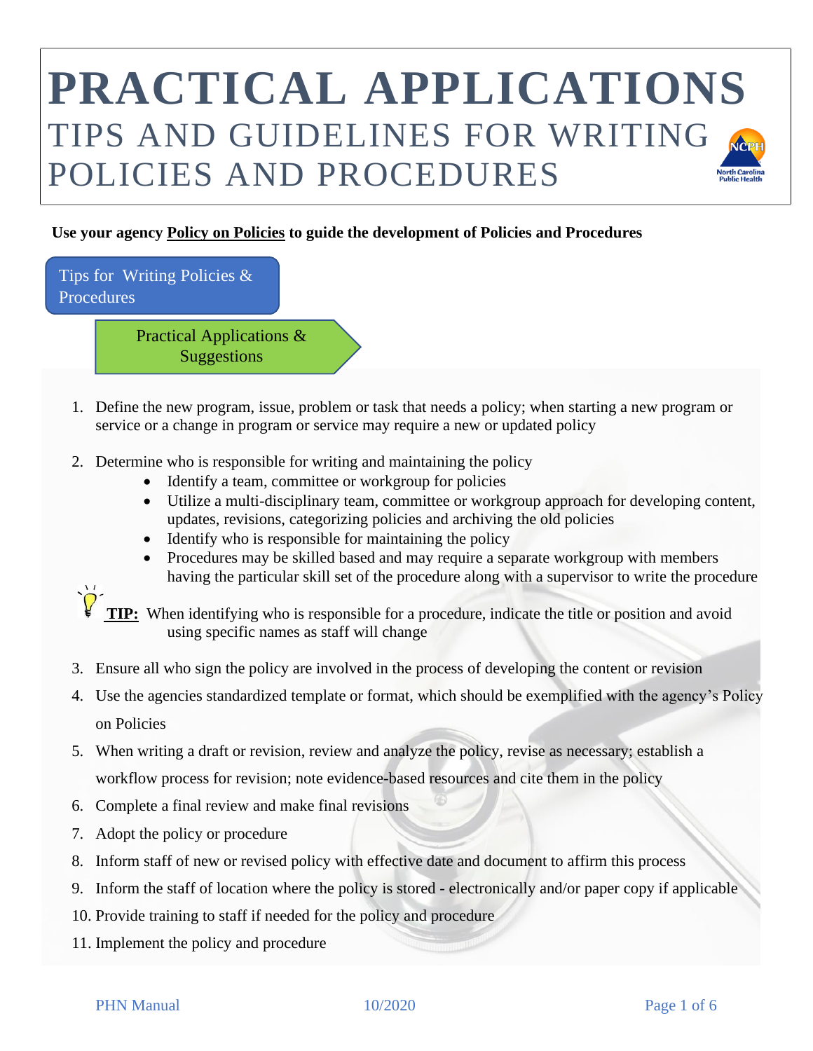# PRACTICAL APPLICATIONS

## TIPS AND GUIDELINES FOR WRITING POLICIES AND PROCEDURES

**Use your agency Policy on Policies to guide the development of Policies and Procedures**

### Tips for Writing Policies & Procedures

#### Practical Applications & Suggestions

1. Define the new program, issue, problem or task that needs a policy; when starting a new program or service or a change in program or service may require a new or updated policy

2. Determine who is responsible for writing and maintaining the policy
   - Identify a team, committee or workgroup for policies
   - Utilize a multi-disciplinary team, committee or workgroup approach for developing content, updates, revisions, categorizing policies and archiving the old policies
   - Identify who is responsible for maintaining the policy
   - Procedures may be skilled based and may require a separate workgroup with members having the particular skill set of the procedure along with a supervisor to write the procedure

**TIP:** When identifying who is responsible for a procedure, indicate the title or position and avoid using specific names as staff will change

3. Ensure all who sign the policy are involved in the process of developing the content or revision
4. Use the agencies standardized template or format, which should be exemplified with the agency's Policy on Policies
5. When writing a draft or revision, review and analyze the policy, revise as necessary; establish a workflow process for revision; note evidence-based resources and cite them in the policy
6. Complete a final review and make final revisions
7. Adopt the policy or procedure
8. Inform staff of new or revised policy with effective date and document to affirm this process
9. Inform the staff of location where the policy is stored - electronically and/or paper copy if applicable
10. Provide training to staff if needed for the policy and procedure
11. Implement the policy and procedure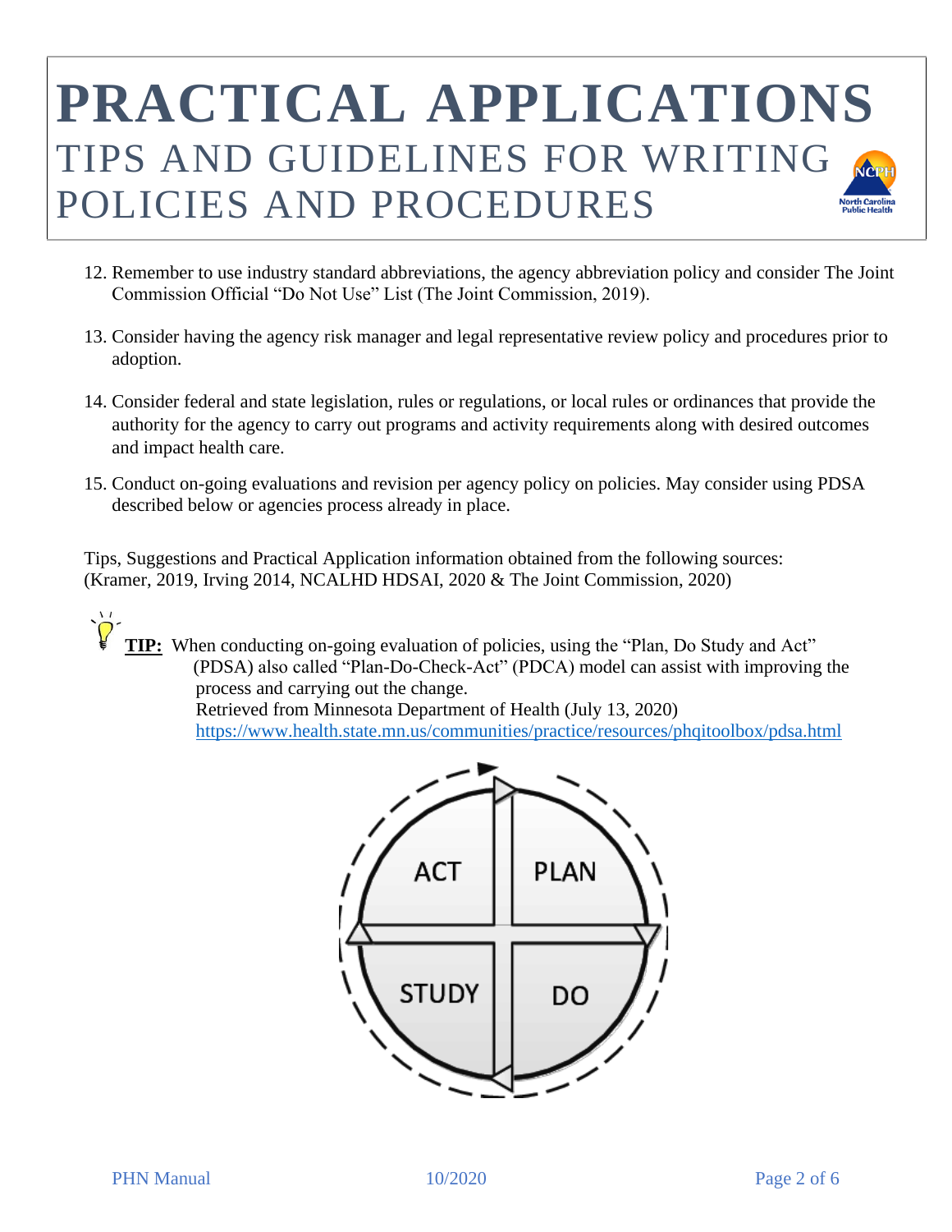# PRACTICAL APPLICATIONS

## TIPS AND GUIDELINES FOR WRITING POLICIES AND PROCEDURES

12. Remember to use industry standard abbreviations, the agency abbreviation policy and consider The Joint Commission Official "Do Not Use" List (The Joint Commission, 2019).

13. Consider having the agency risk manager and legal representative review policy and procedures prior to adoption.

14. Consider federal and state legislation, rules or regulations, or local rules or ordinances that provide the authority for the agency to carry out programs and activity requirements along with desired outcomes and impact health care.

15. Conduct on-going evaluations and revision per agency policy on policies. May consider using PDSA described below or agencies process already in place.

Tips, Suggestions and Practical Application information obtained from the following sources: (Kramer, 2019, Irving 2014, NCALHD HDSAI, 2020 & The Joint Commission, 2020)

**TIP:** When conducting on-going evaluation of policies, using the "Plan, Do Study and Act" (PDSA) also called "Plan-Do-Check-Act" (PDCA) model can assist with improving the process and carrying out the change.
Retrieved from Minnesota Department of Health (July 13, 2020)
https://www.health.state.mn.us/communities/practice/resources/phqitoolbox/pdsa.html

ACT | PLAN | STUDY | DO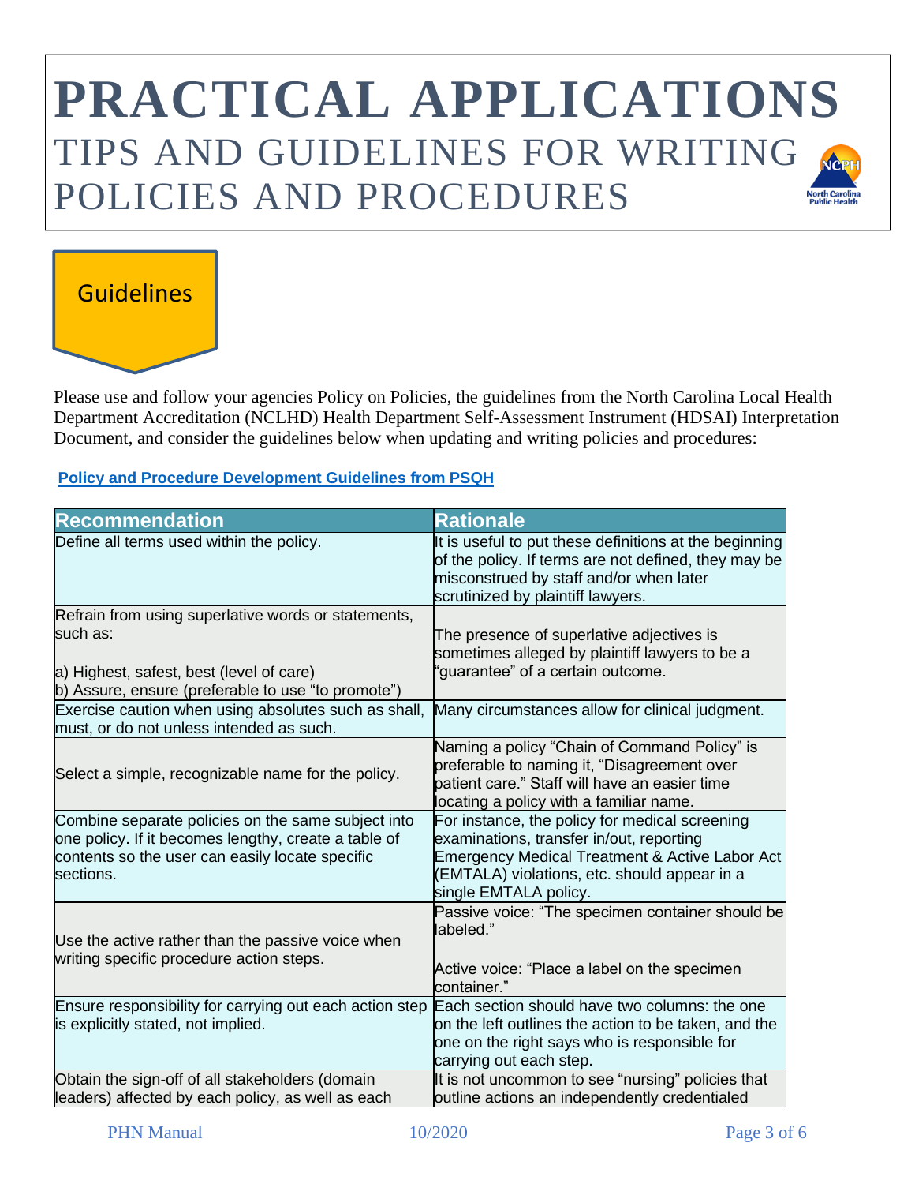# PRACTICAL APPLICATIONS

## TIPS AND GUIDELINES FOR WRITING POLICIES AND PROCEDURES

### Guidelines

Please use and follow your agencies Policy on Policies, the guidelines from the North Carolina Local Health Department Accreditation (NCLHD) Health Department Self-Assessment Instrument (HDSAI) Interpretation Document, and consider the guidelines below when updating and writing policies and procedures:

**Policy and Procedure Development Guidelines from PSQH**

| Recommendation | Rationale |
|---|---|
| Define all terms used within the policy. | It is useful to put these definitions at the beginning of the policy. If terms are not defined, they may be misconstrued by staff and/or when later scrutinized by plaintiff lawyers. |
| Refrain from using superlative words or statements, such as:<br><br>a) Highest, safest, best (level of care)<br>b) Assure, ensure (preferable to use "to promote") | The presence of superlative adjectives is sometimes alleged by plaintiff lawyers to be a "guarantee" of a certain outcome. |
| Exercise caution when using absolutes such as shall, must, or do not unless intended as such. | Many circumstances allow for clinical judgment. |
| Select a simple, recognizable name for the policy. | Naming a policy "Chain of Command Policy" is preferable to naming it, "Disagreement over patient care." Staff will have an easier time locating a policy with a familiar name. |
| Combine separate policies on the same subject into one policy. If it becomes lengthy, create a table of contents so the user can easily locate specific sections. | For instance, the policy for medical screening examinations, transfer in/out, reporting Emergency Medical Treatment & Active Labor Act (EMTALA) violations, etc. should appear in a single EMTALA policy. |
| Use the active rather than the passive voice when writing specific procedure action steps. | Passive voice: "The specimen container should be labeled."<br><br>Active voice: "Place a label on the specimen container." |
| Ensure responsibility for carrying out each action step is explicitly stated, not implied. | Each section should have two columns: the one on the left outlines the action to be taken, and the one on the right says who is responsible for carrying out each step. |
| Obtain the sign-off of all stakeholders (domain leaders) affected by each policy, as well as each | It is not uncommon to see "nursing" policies that outline actions an independently credentialed |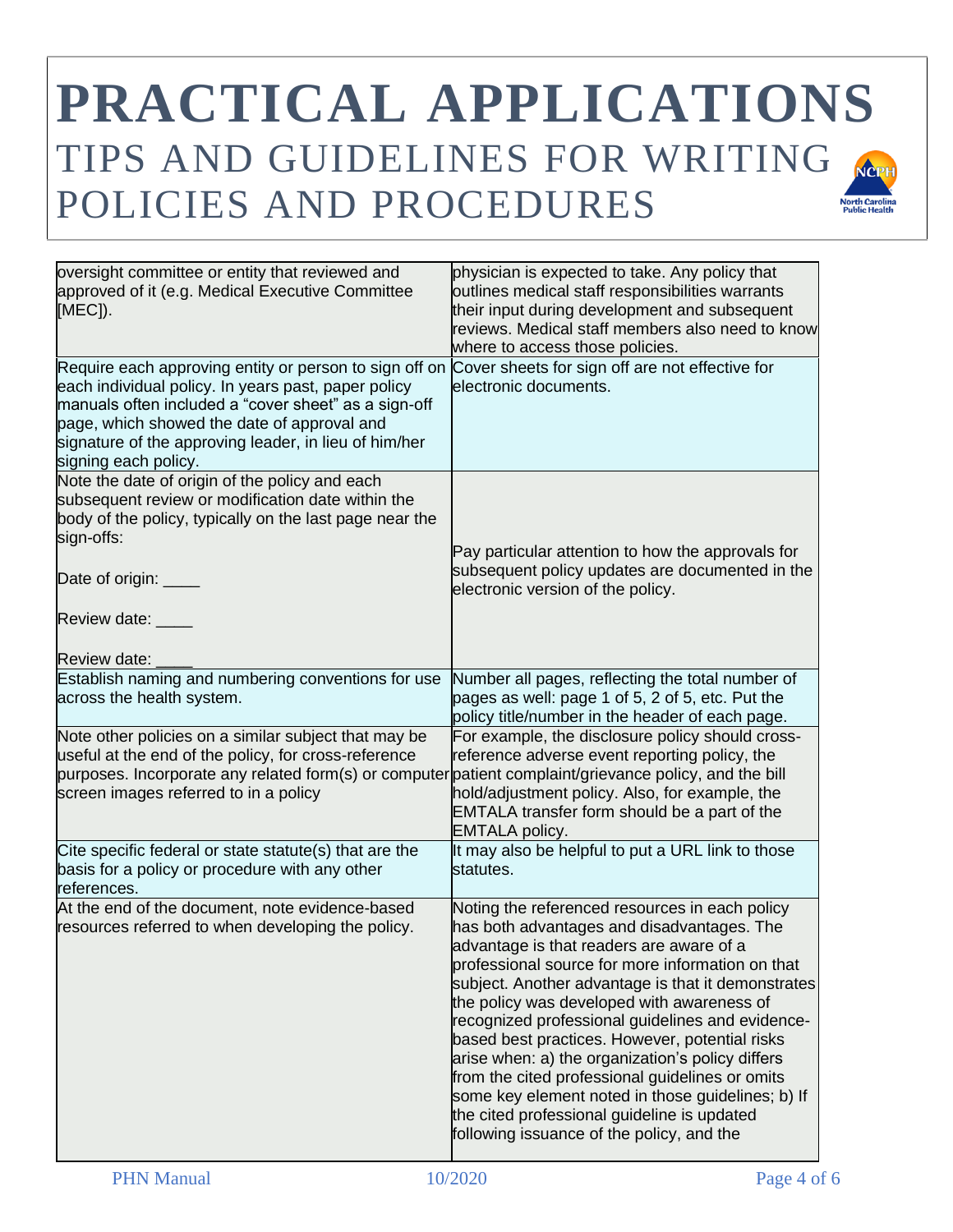# PRACTICAL APPLICATIONS

## TIPS AND GUIDELINES FOR WRITING POLICIES AND PROCEDURES

| | |
|---|---|
| oversight committee or entity that reviewed and approved of it (e.g. Medical Executive Committee [MEC]). | physician is expected to take. Any policy that outlines medical staff responsibilities warrants their input during development and subsequent reviews. Medical staff members also need to know where to access those policies. |
| Require each approving entity or person to sign off on each individual policy. In years past, paper policy manuals often included a "cover sheet" as a sign-off page, which showed the date of approval and signature of the approving leader, in lieu of him/her signing each policy. | Cover sheets for sign off are not effective for electronic documents. |
| Note the date of origin of the policy and each subsequent review or modification date within the body of the policy, typically on the last page near the sign-offs:<br><br>Date of origin: ____<br><br>Review date: ____<br><br>Review date: ____ | Pay particular attention to how the approvals for subsequent policy updates are documented in the electronic version of the policy. |
| Establish naming and numbering conventions for use across the health system. | Number all pages, reflecting the total number of pages as well: page 1 of 5, 2 of 5, etc. Put the policy title/number in the header of each page. |
| Note other policies on a similar subject that may be useful at the end of the policy, for cross-reference purposes. Incorporate any related form(s) or computer screen images referred to in a policy | For example, the disclosure policy should cross-reference adverse event reporting policy, the patient complaint/grievance policy, and the bill hold/adjustment policy. Also, for example, the EMTALA transfer form should be a part of the EMTALA policy. |
| Cite specific federal or state statute(s) that are the basis for a policy or procedure with any other references. | It may also be helpful to put a URL link to those statutes. |
| At the end of the document, note evidence-based resources referred to when developing the policy. | Noting the referenced resources in each policy has both advantages and disadvantages. The advantage is that readers are aware of a professional source for more information on that subject. Another advantage is that it demonstrates the policy was developed with awareness of recognized professional guidelines and evidence-based best practices. However, potential risks arise when: a) the organization's policy differs from the cited professional guidelines or omits some key element noted in those guidelines; b) If the cited professional guideline is updated following issuance of the policy, and the |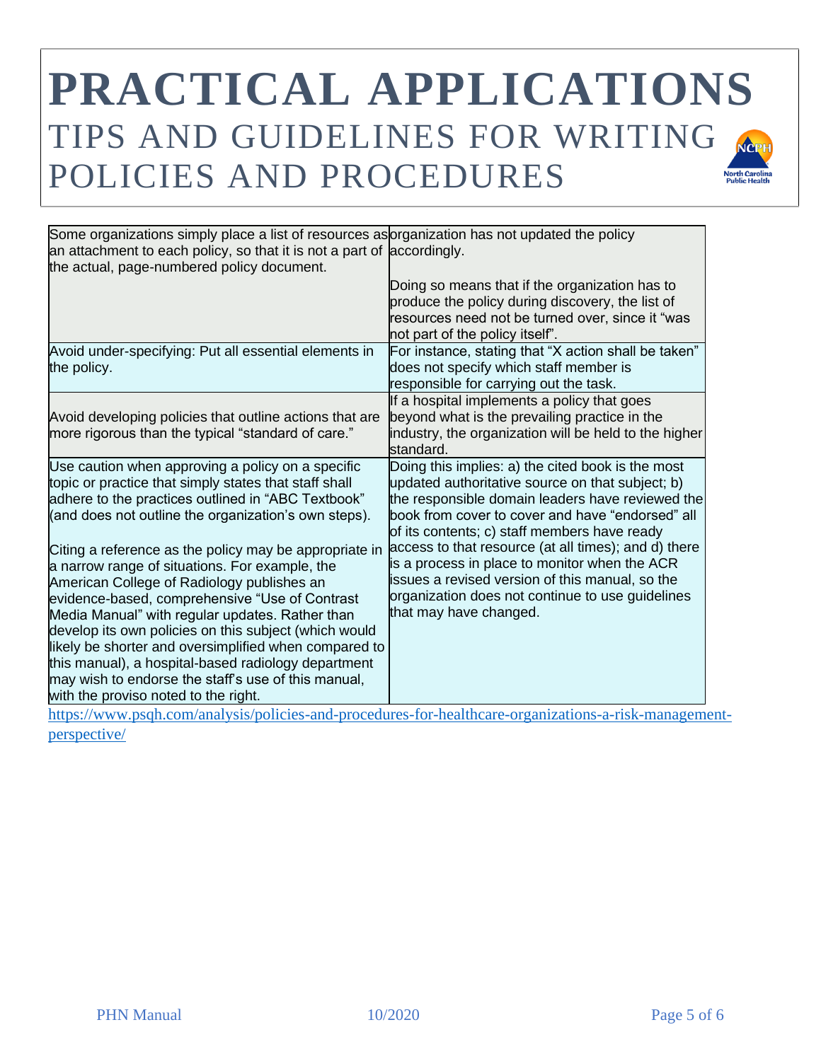# PRACTICAL APPLICATIONS

## TIPS AND GUIDELINES FOR WRITING POLICIES AND PROCEDURES

| | |
|---|---|
| Some organizations simply place a list of resources as an attachment to each policy, so that it is not a part of the actual, page-numbered policy document. | organization has not updated the policy accordingly.<br><br>Doing so means that if the organization has to produce the policy during discovery, the list of resources need not be turned over, since it "was not part of the policy itself". |
| Avoid under-specifying: Put all essential elements in the policy. | For instance, stating that "X action shall be taken" does not specify which staff member is responsible for carrying out the task. |
| Avoid developing policies that outline actions that are more rigorous than the typical "standard of care." | If a hospital implements a policy that goes beyond what is the prevailing practice in the industry, the organization will be held to the higher standard. |
| Use caution when approving a policy on a specific topic or practice that simply states that staff shall adhere to the practices outlined in "ABC Textbook" (and does not outline the organization's own steps).<br><br>Citing a reference as the policy may be appropriate in a narrow range of situations. For example, the American College of Radiology publishes an evidence-based, comprehensive "Use of Contrast Media Manual" with regular updates. Rather than develop its own policies on this subject (which would likely be shorter and oversimplified when compared to this manual), a hospital-based radiology department may wish to endorse the staff's use of this manual, with the proviso noted to the right. | Doing this implies: a) the cited book is the most updated authoritative source on that subject; b) the responsible domain leaders have reviewed the book from cover to cover and have "endorsed" all of its contents; c) staff members have ready access to that resource (at all times); and d) there is a process in place to monitor when the ACR issues a revised version of this manual, so the organization does not continue to use guidelines that may have changed. |

https://www.psqh.com/analysis/policies-and-procedures-for-healthcare-organizations-a-risk-management-perspective/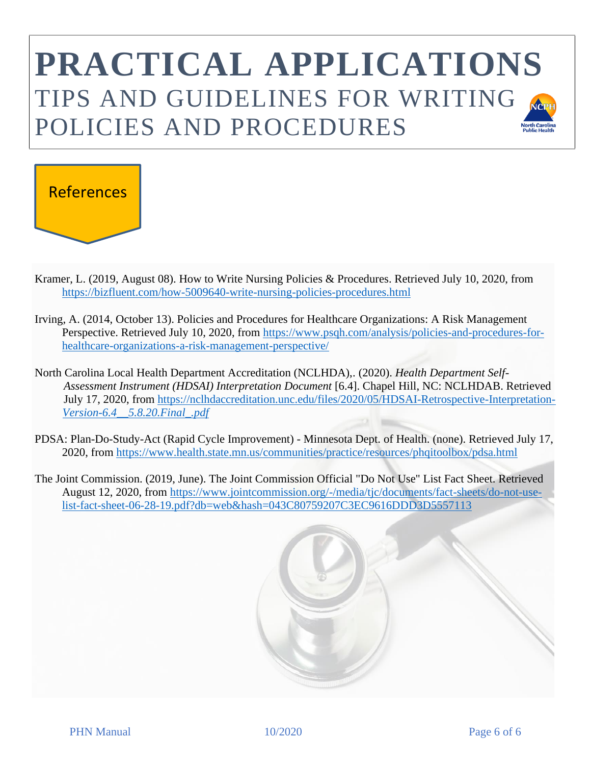# PRACTICAL APPLICATIONS

## TIPS AND GUIDELINES FOR WRITING POLICIES AND PROCEDURES

## References

Kramer, L. (2019, August 08). How to Write Nursing Policies & Procedures. Retrieved July 10, 2020, from https://bizfluent.com/how-5009640-write-nursing-policies-procedures.html

Irving, A. (2014, October 13). Policies and Procedures for Healthcare Organizations: A Risk Management Perspective. Retrieved July 10, 2020, from https://www.psqh.com/analysis/policies-and-procedures-for-healthcare-organizations-a-risk-management-perspective/

North Carolina Local Health Department Accreditation (NCLHDA),. (2020). *Health Department Self-Assessment Instrument (HDSAI) Interpretation Document* [6.4]. Chapel Hill, NC: NCLHDAB. Retrieved July 17, 2020, from https://nclhdaccreditation.unc.edu/files/2020/05/HDSAI-Retrospective-Interpretation-Version-6.4__5.8.20.Final_.pdf

PDSA: Plan-Do-Study-Act (Rapid Cycle Improvement) - Minnesota Dept. of Health. (none). Retrieved July 17, 2020, from https://www.health.state.mn.us/communities/practice/resources/phqitoolbox/pdsa.html

The Joint Commission. (2019, June). The Joint Commission Official "Do Not Use" List Fact Sheet. Retrieved August 12, 2020, from https://www.jointcommission.org/-/media/tjc/documents/fact-sheets/do-not-use-list-fact-sheet-06-28-19.pdf?db=web&hash=043C80759207C3EC9616DDD3D5557113